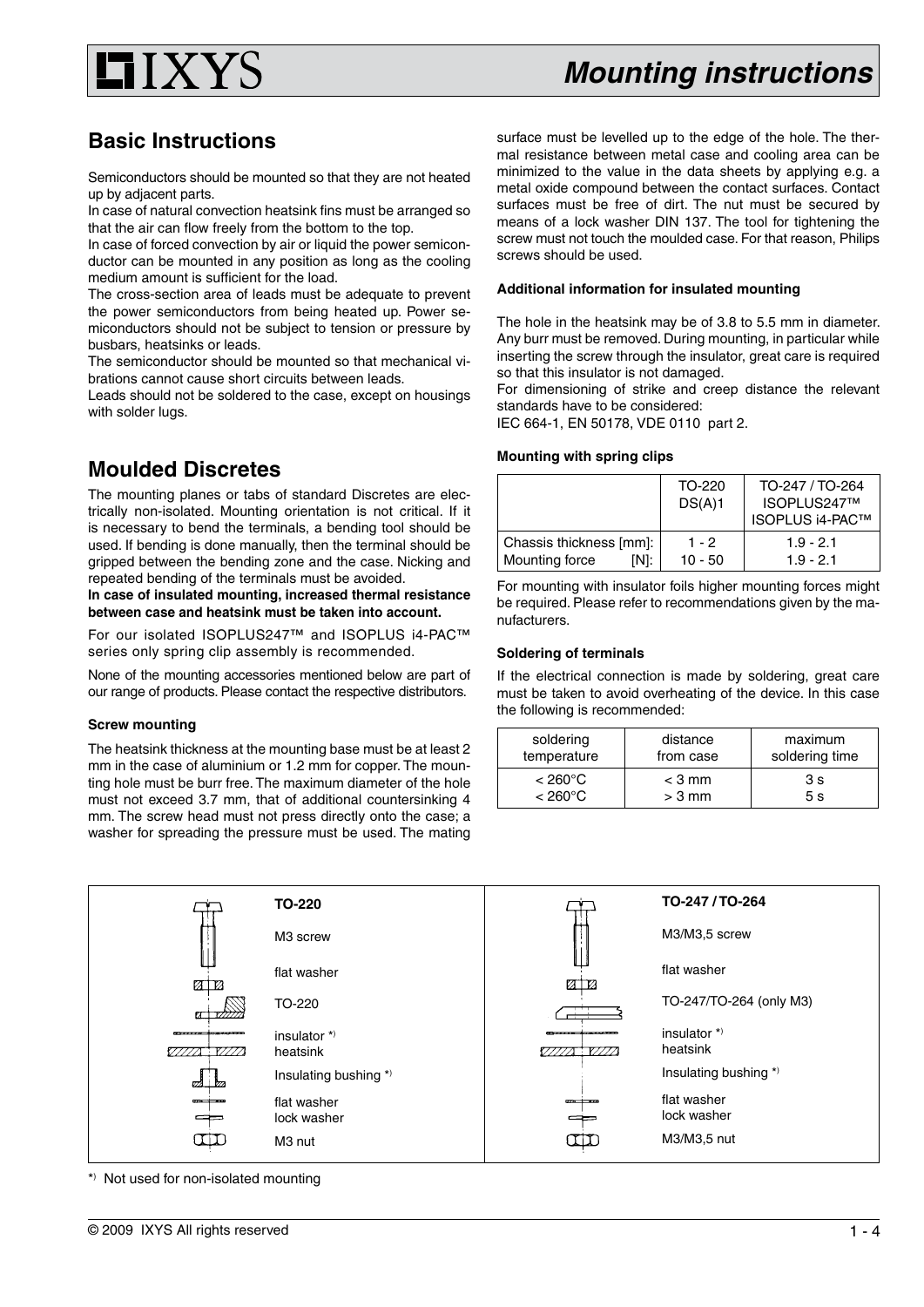# Mounting instructions

## Basic Instructions

Semiconductors should be mounted so that they are not heated up by adjacent parts.

In case of natural convection heatsink fins must be arranged so that the air can flow freely from the bottom to the top.

In case of forced convection by air or liquid the power semiconductor can be mounted in any position as long as the cooling medium amount is sufficient for the load.

The cross-section area of leads must be adequate to prevent the power semiconductors from being heated up. Power semiconductors should not be subject to tension or pressure by busbars, heatsinks or leads.

The semiconductor should be mounted so that mechanical vibrations cannot cause short circuits between leads.

Leads should not be soldered to the case, except on housings with solder lugs.

## Moulded Discretes

The mounting planes or tabs of standard Discretes are electrically non-isolated. Mounting orientation is not critical. If it is necessary to bend the terminals, a bending tool should be used. If bending is done manually, then the terminal should be gripped between the bending zone and the case. Nicking and repeated bending of the terminals must be avoided.

**In case of insulated mounting, increased thermal resistance between case and heatsink must be taken into account.**

For our isolated ISOPLUS247™ and ISOPLUS i4-PAC™ series only spring clip assembly is recommended.

None of the mounting accessories mentioned below are part of our range of products. Please contact the respective distributors.

#### Screw mounting

The heatsink thickness at the mounting base must be at least 2 mm in the case of aluminium or 1.2 mm for copper. The mounting hole must be burr free. The maximum diameter of the hole must not exceed 3.7 mm, that of additional countersinking 4 mm. The screw head must not press directly onto the case; a washer for spreading the pressure must be used. The mating surface must be levelled up to the edge of the hole. The thermal resistance between metal case and cooling area can be minimized to the value in the data sheets by applying e.g. a metal oxide compound between the contact surfaces. Contact surfaces must be free of dirt. The nut must be secured by means of a lock washer DIN 137. The tool for tightening the screw must not touch the moulded case. For that reason, Philips screws should be used.

#### Additional information for insulated mounting

The hole in the heatsink may be of 3.8 to 5.5 mm in diameter. Any burr must be removed. During mounting, in particular while inserting the screw through the insulator, great care is required so that this insulator is not damaged.

For dimensioning of strike and creep distance the relevant standards have to be considered:

IEC 664-1, EN 50178, VDE 0110 part 2.

#### Mounting with spring clips

| | TO-220 DS(A)1 | TO-247 / TO-264 ISOPLUS247™ ISOPLUS i4-PAC™ |
|---|---|---|
| Chassis thickness [mm]: | 1 - 2 | 1.9 - 2.1 |
| Mounting force [N]: | 10 - 50 | 1.9 - 2.1 |

For mounting with insulator foils higher mounting forces might be required. Please refer to recommendations given by the manufacturers.

#### Soldering of terminals

If the electrical connection is made by soldering, great care must be taken to avoid overheating of the device. In this case the following is recommended:

| soldering temperature | distance from case | maximum soldering time |
|---|---|---|
| < 260°C | < 3 mm | 3 s |
| < 260°C | > 3 mm | 5 s |

**TO-220**

- M3 screw
- flat washer
- TO-220
- insulator *)
- heatsink
- Insulating bushing *)
- flat washer
- lock washer
- M3 nut

**TO-247 / TO-264**

- M3/M3,5 screw
- flat washer
- TO-247/TO-264 (only M3)
- insulator *)
- heatsink
- Insulating bushing *)
- flat washer
- lock washer
- M3/M3,5 nut

*) Not used for non-isolated mounting

© 2009 IXYS All rights reserved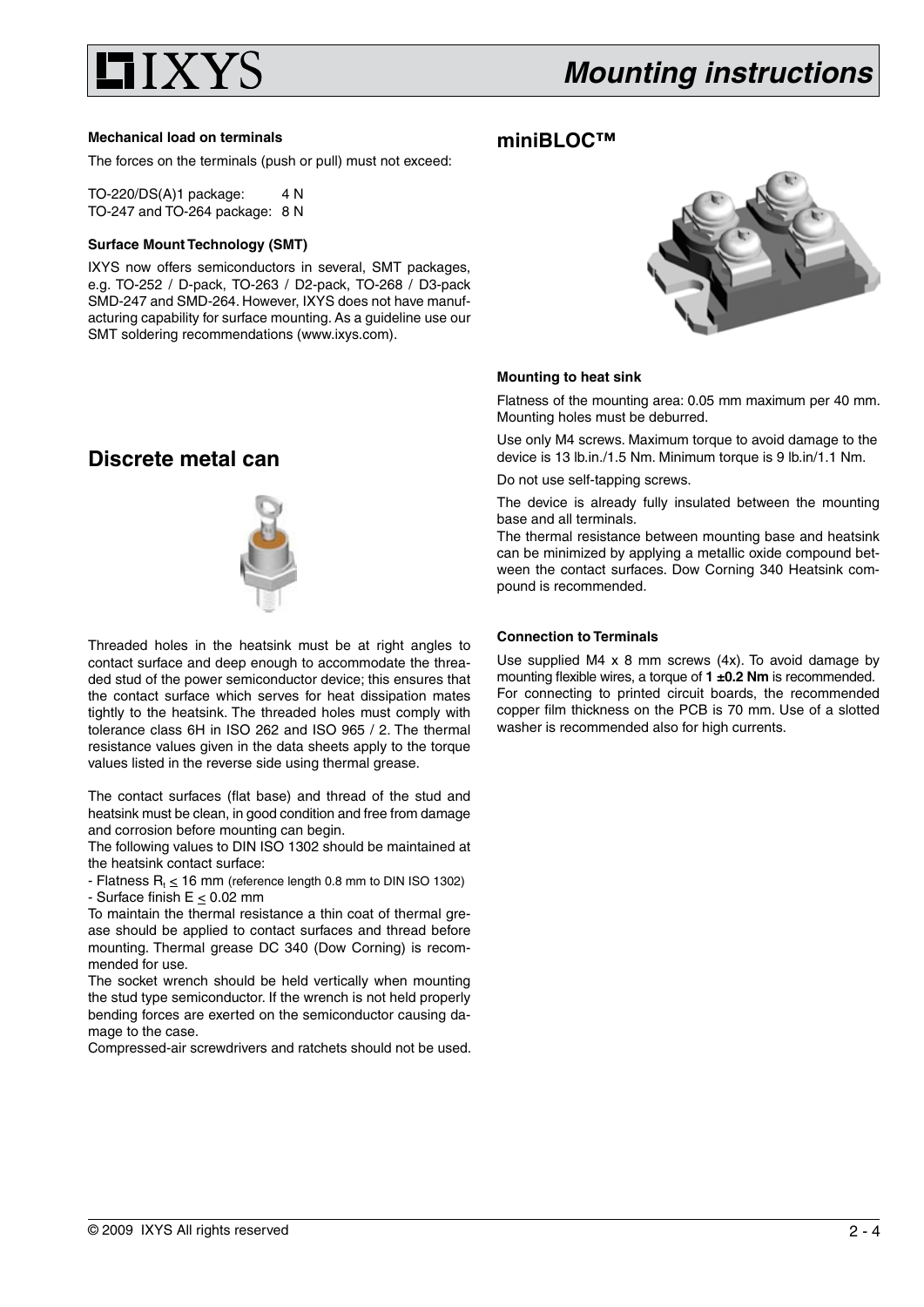### Mechanical load on terminals

The forces on the terminals (push or pull) must not exceed:

TO-220/DS(A)1 package: 4 N
TO-247 and TO-264 package: 8 N

### Surface Mount Technology (SMT)

IXYS now offers semiconductors in several, SMT packages, e.g. TO-252 / D-pack, TO-263 / D2-pack, TO-268 / D3-pack SMD-247 and SMD-264. However, IXYS does not have manufacturing capability for surface mounting. As a guideline use our SMT soldering recommendations (www.ixys.com).

## Discrete metal can

Threaded holes in the heatsink must be at right angles to contact surface and deep enough to accommodate the threaded stud of the power semiconductor device; this ensures that the contact surface which serves for heat dissipation mates tightly to the heatsink. The threaded holes must comply with tolerance class 6H in ISO 262 and ISO 965 / 2. The thermal resistance values given in the data sheets apply to the torque values listed in the reverse side using thermal grease.

The contact surfaces (flat base) and thread of the stud and heatsink must be clean, in good condition and free from damage and corrosion before mounting can begin.

The following values to DIN ISO 1302 should be maintained at the heatsink contact surface:

- Flatness $R_t \leq 16$ mm (reference length 0.8 mm to DIN ISO 1302)
- Surface finish $E \leq 0.02$ mm

To maintain the thermal resistance a thin coat of thermal grease should be applied to contact surfaces and thread before mounting. Thermal grease DC 340 (Dow Corning) is recommended for use.

The socket wrench should be held vertically when mounting the stud type semiconductor. If the wrench is not held properly bending forces are exerted on the semiconductor causing damage to the case.

Compressed-air screwdrivers and ratchets should not be used.

## miniBLOC™

### Mounting to heat sink

Flatness of the mounting area: 0.05 mm maximum per 40 mm. Mounting holes must be deburred.

Use only M4 screws. Maximum torque to avoid damage to the device is 13 lb.in./1.5 Nm. Minimum torque is 9 lb.in/1.1 Nm.

Do not use self-tapping screws.

The device is already fully insulated between the mounting base and all terminals.

The thermal resistance between mounting base and heatsink can be minimized by applying a metallic oxide compound between the contact surfaces. Dow Corning 340 Heatsink compound is recommended.

### Connection to Terminals

Use supplied M4 x 8 mm screws (4x). To avoid damage by mounting flexible wires, a torque of **1 ±0.2 Nm** is recommended. For connecting to printed circuit boards, the recommended copper film thickness on the PCB is 70 mm. Use of a slotted washer is recommended also for high currents.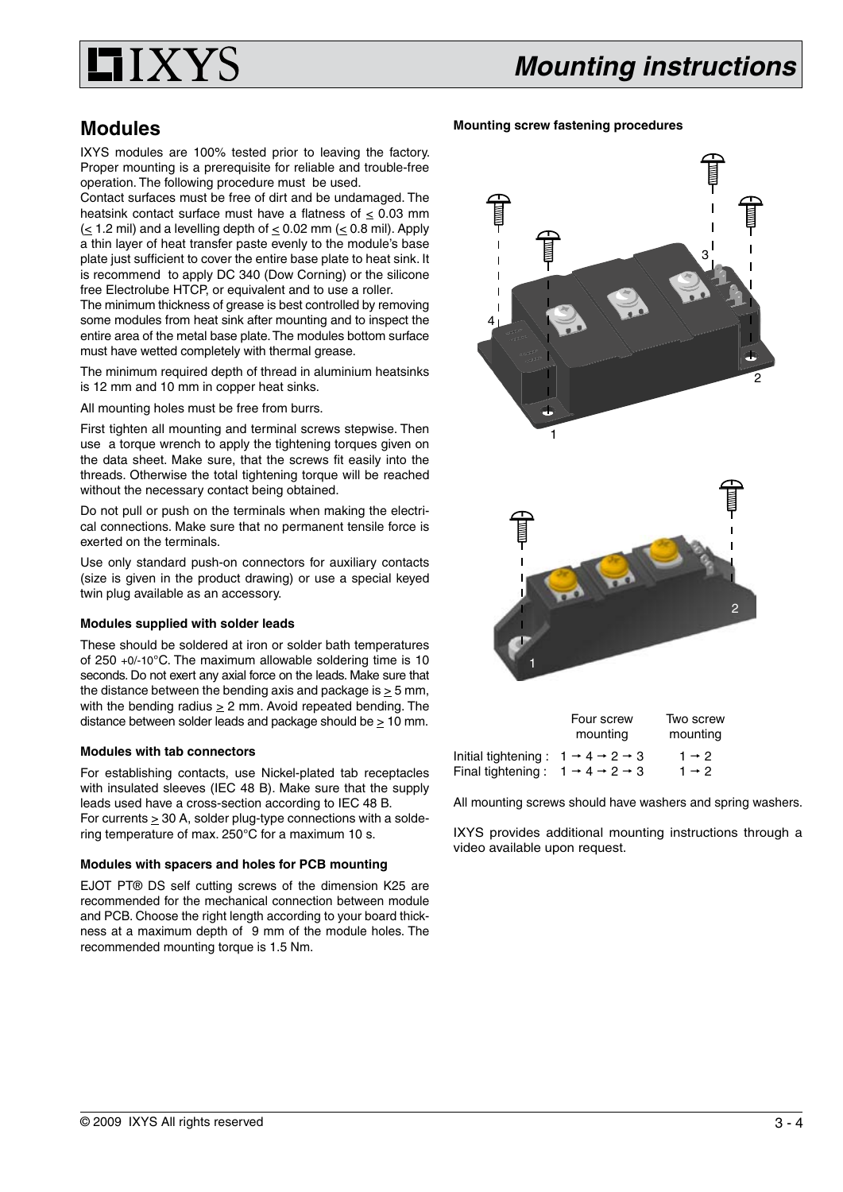# Mounting instructions

## Modules

IXYS modules are 100% tested prior to leaving the factory. Proper mounting is a prerequisite for reliable and trouble-free operation. The following procedure must be used.

Contact surfaces must be free of dirt and be undamaged. The heatsink contact surface must have a flatness of ≤ 0.03 mm (≤ 1.2 mil) and a levelling depth of ≤ 0.02 mm (≤ 0.8 mil). Apply a thin layer of heat transfer paste evenly to the module's base plate just sufficient to cover the entire base plate to heat sink. It is recommend to apply DC 340 (Dow Corning) or the silicone free Electrolube HTCP, or equivalent and to use a roller.

The minimum thickness of grease is best controlled by removing some modules from heat sink after mounting and to inspect the entire area of the metal base plate. The modules bottom surface must have wetted completely with thermal grease.

The minimum required depth of thread in aluminium heatsinks is 12 mm and 10 mm in copper heat sinks.

All mounting holes must be free from burrs.

First tighten all mounting and terminal screws stepwise. Then use a torque wrench to apply the tightening torques given on the data sheet. Make sure, that the screws fit easily into the threads. Otherwise the total tightening torque will be reached without the necessary contact being obtained.

Do not pull or push on the terminals when making the electrical connections. Make sure that no permanent tensile force is exerted on the terminals.

Use only standard push-on connectors for auxiliary contacts (size is given in the product drawing) or use a special keyed twin plug available as an accessory.

### Modules supplied with solder leads

These should be soldered at iron or solder bath temperatures of 250 +0/-10°C. The maximum allowable soldering time is 10 seconds. Do not exert any axial force on the leads. Make sure that the distance between the bending axis and package is ≥ 5 mm, with the bending radius ≥ 2 mm. Avoid repeated bending. The distance between solder leads and package should be ≥ 10 mm.

### Modules with tab connectors

For establishing contacts, use Nickel-plated tab receptacles with insulated sleeves (IEC 48 B). Make sure that the supply leads used have a cross-section according to IEC 48 B.

For currents ≥ 30 A, solder plug-type connections with a soldering temperature of max. 250°C for a maximum 10 s.

### Modules with spacers and holes for PCB mounting

EJOT PT® DS self cutting screws of the dimension K25 are recommended for the mechanical connection between module and PCB. Choose the right length according to your board thickness at a maximum depth of 9 mm of the module holes. The recommended mounting torque is 1.5 Nm.

### Mounting screw fastening procedures

| | Four screw mounting | Two screw mounting |
|---|---|---|
| Initial tightening : | 1 → 4 → 2 → 3 | 1 → 2 |
| Final tightening : | 1 → 4 → 2 → 3 | 1 → 2 |

All mounting screws should have washers and spring washers.

IXYS provides additional mounting instructions through a video available upon request.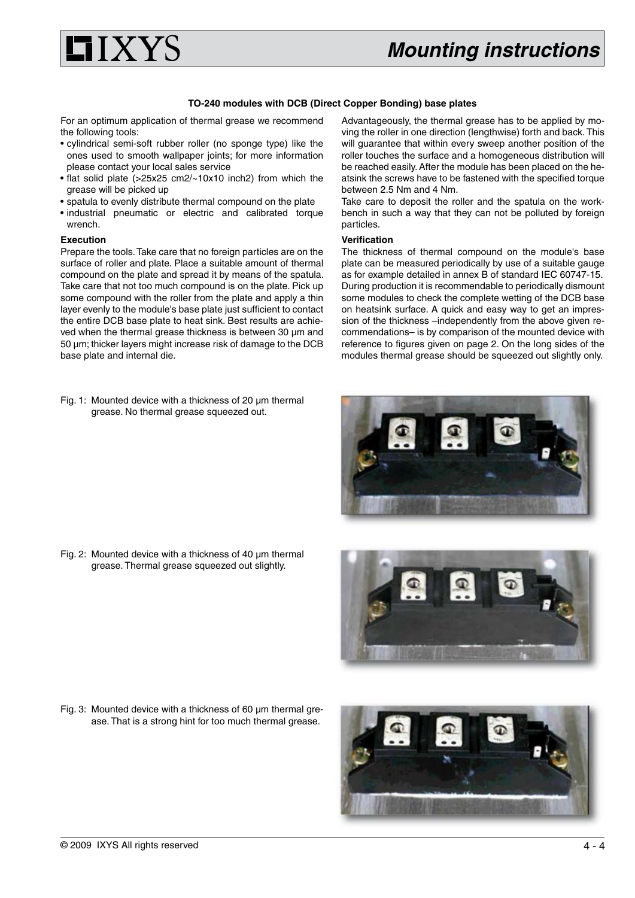## TO-240 modules with DCB (Direct Copper Bonding) base plates

For an optimum application of thermal grease we recommend the following tools:

- cylindrical semi-soft rubber roller (no sponge type) like the ones used to smooth wallpaper joints; for more information please contact your local sales service
- flat solid plate (>25x25 cm2/~10x10 inch2) from which the grease will be picked up
- spatula to evenly distribute thermal compound on the plate
- industrial pneumatic or electric and calibrated torque wrench.

### Execution

Prepare the tools. Take care that no foreign particles are on the surface of roller and plate. Place a suitable amount of thermal compound on the plate and spread it by means of the spatula. Take care that not too much compound is on the plate. Pick up some compound with the roller from the plate and apply a thin layer evenly to the module's base plate just sufficient to contact the entire DCB base plate to heat sink. Best results are achieved when the thermal grease thickness is between 30 µm and 50 µm; thicker layers might increase risk of damage to the DCB base plate and internal die.

Advantageously, the thermal grease has to be applied by moving the roller in one direction (lengthwise) forth and back. This will guarantee that within every sweep another position of the roller touches the surface and a homogeneous distribution will be reached easily. After the module has been placed on the heatsink the screws have to be fastened with the specified torque between 2.5 Nm and 4 Nm.

Take care to deposit the roller and the spatula on the workbench in such a way that they can not be polluted by foreign particles.

### Verification

The thickness of thermal compound on the module's base plate can be measured periodically by use of a suitable gauge as for example detailed in annex B of standard IEC 60747-15. During production it is recommendable to periodically dismount some modules to check the complete wetting of the DCB base on heatsink surface. A quick and easy way to get an impression of the thickness –independently from the above given recommendations– is by comparison of the mounted device with reference to figures given on page 2. On the long sides of the modules thermal grease should be squeezed out slightly only.

Fig. 1: Mounted device with a thickness of 20 µm thermal grease. No thermal grease squeezed out.

Fig. 2: Mounted device with a thickness of 40 µm thermal grease. Thermal grease squeezed out slightly.

Fig. 3: Mounted device with a thickness of 60 µm thermal grease. That is a strong hint for too much thermal grease.

© 2009 IXYS All rights reserved